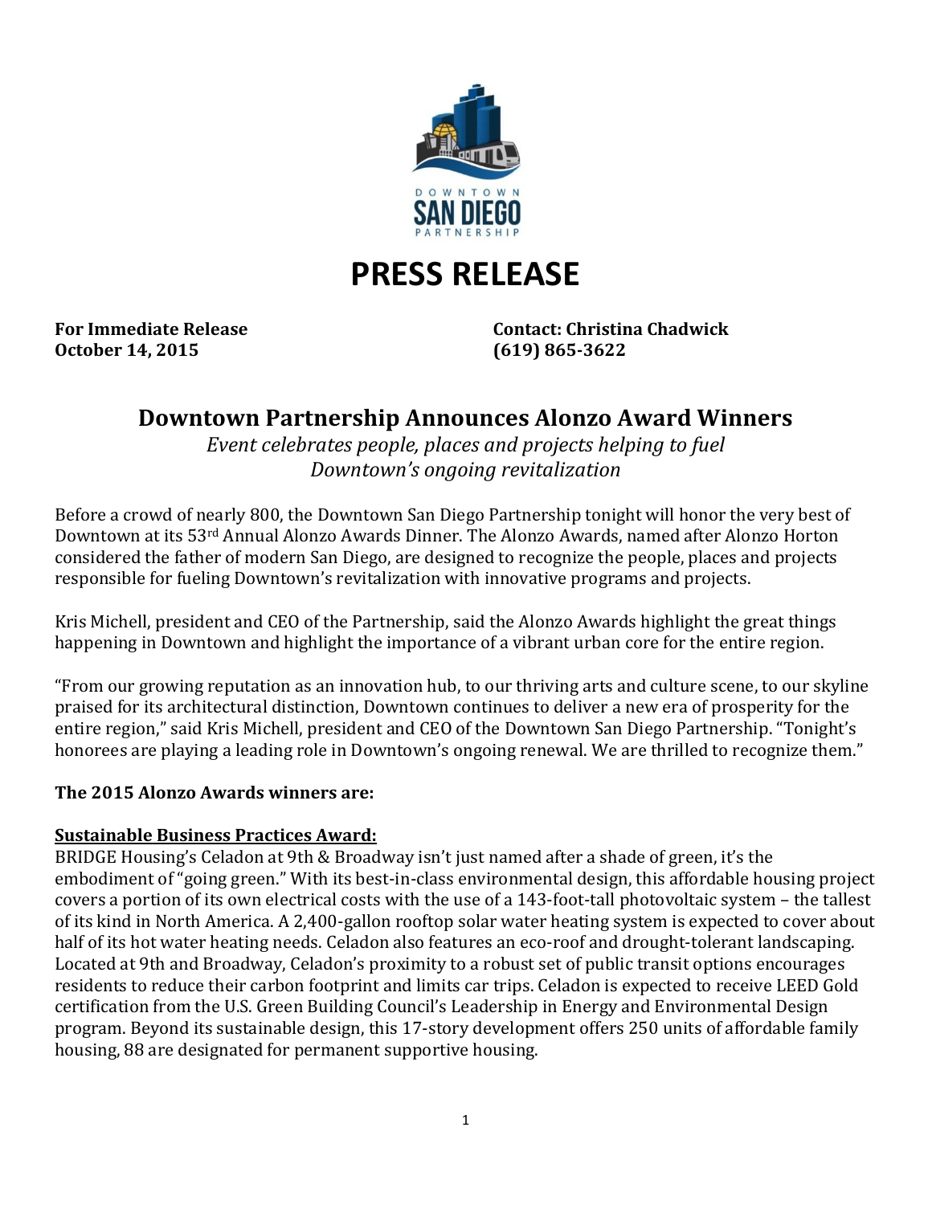# PRESS RELEASE

**For Immediate Release**
**October 14, 2015**

**Contact: Christina Chadwick**
**(619) 865-3622**

## Downtown Partnership Announces Alonzo Award Winners

*Event celebrates people, places and projects helping to fuel Downtown's ongoing revitalization*

Before a crowd of nearly 800, the Downtown San Diego Partnership tonight will honor the very best of Downtown at its 53rd Annual Alonzo Awards Dinner. The Alonzo Awards, named after Alonzo Horton considered the father of modern San Diego, are designed to recognize the people, places and projects responsible for fueling Downtown's revitalization with innovative programs and projects.

Kris Michell, president and CEO of the Partnership, said the Alonzo Awards highlight the great things happening in Downtown and highlight the importance of a vibrant urban core for the entire region.

"From our growing reputation as an innovation hub, to our thriving arts and culture scene, to our skyline praised for its architectural distinction, Downtown continues to deliver a new era of prosperity for the entire region," said Kris Michell, president and CEO of the Downtown San Diego Partnership. "Tonight's honorees are playing a leading role in Downtown's ongoing renewal. We are thrilled to recognize them."

**The 2015 Alonzo Awards winners are:**

**Sustainable Business Practices Award:**

BRIDGE Housing's Celadon at 9th & Broadway isn't just named after a shade of green, it's the embodiment of "going green." With its best-in-class environmental design, this affordable housing project covers a portion of its own electrical costs with the use of a 143-foot-tall photovoltaic system – the tallest of its kind in North America. A 2,400-gallon rooftop solar water heating system is expected to cover about half of its hot water heating needs. Celadon also features an eco-roof and drought-tolerant landscaping. Located at 9th and Broadway, Celadon's proximity to a robust set of public transit options encourages residents to reduce their carbon footprint and limits car trips. Celadon is expected to receive LEED Gold certification from the U.S. Green Building Council's Leadership in Energy and Environmental Design program. Beyond its sustainable design, this 17-story development offers 250 units of affordable family housing, 88 are designated for permanent supportive housing.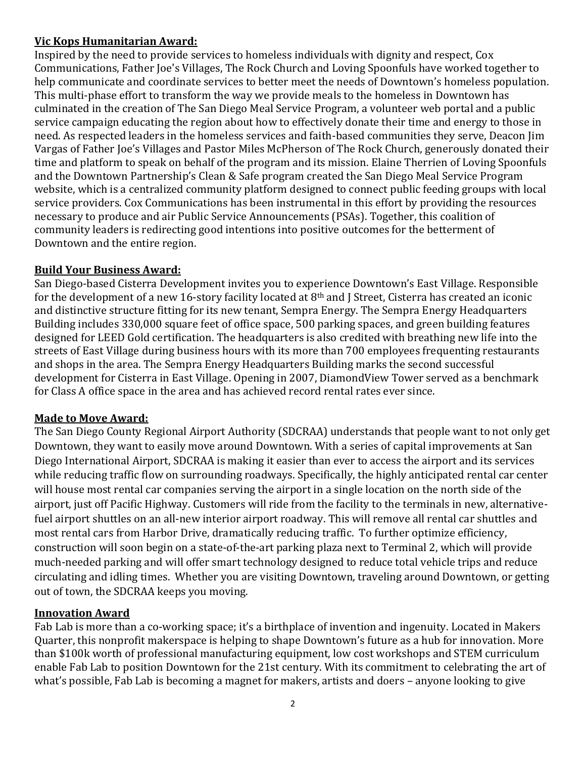**Vic Kops Humanitarian Award:**

Inspired by the need to provide services to homeless individuals with dignity and respect, Cox Communications, Father Joe's Villages, The Rock Church and Loving Spoonfuls have worked together to help communicate and coordinate services to better meet the needs of Downtown's homeless population. This multi-phase effort to transform the way we provide meals to the homeless in Downtown has culminated in the creation of The San Diego Meal Service Program, a volunteer web portal and a public service campaign educating the region about how to effectively donate their time and energy to those in need. As respected leaders in the homeless services and faith-based communities they serve, Deacon Jim Vargas of Father Joe's Villages and Pastor Miles McPherson of The Rock Church, generously donated their time and platform to speak on behalf of the program and its mission. Elaine Therrien of Loving Spoonfuls and the Downtown Partnership's Clean & Safe program created the San Diego Meal Service Program website, which is a centralized community platform designed to connect public feeding groups with local service providers. Cox Communications has been instrumental in this effort by providing the resources necessary to produce and air Public Service Announcements (PSAs). Together, this coalition of community leaders is redirecting good intentions into positive outcomes for the betterment of Downtown and the entire region.

**Build Your Business Award:**

San Diego-based Cisterra Development invites you to experience Downtown's East Village. Responsible for the development of a new 16-story facility located at 8th and J Street, Cisterra has created an iconic and distinctive structure fitting for its new tenant, Sempra Energy. The Sempra Energy Headquarters Building includes 330,000 square feet of office space, 500 parking spaces, and green building features designed for LEED Gold certification. The headquarters is also credited with breathing new life into the streets of East Village during business hours with its more than 700 employees frequenting restaurants and shops in the area. The Sempra Energy Headquarters Building marks the second successful development for Cisterra in East Village. Opening in 2007, DiamondView Tower served as a benchmark for Class A office space in the area and has achieved record rental rates ever since.

**Made to Move Award:**

The San Diego County Regional Airport Authority (SDCRAA) understands that people want to not only get Downtown, they want to easily move around Downtown. With a series of capital improvements at San Diego International Airport, SDCRAA is making it easier than ever to access the airport and its services while reducing traffic flow on surrounding roadways. Specifically, the highly anticipated rental car center will house most rental car companies serving the airport in a single location on the north side of the airport, just off Pacific Highway. Customers will ride from the facility to the terminals in new, alternative-fuel airport shuttles on an all-new interior airport roadway. This will remove all rental car shuttles and most rental cars from Harbor Drive, dramatically reducing traffic. To further optimize efficiency, construction will soon begin on a state-of-the-art parking plaza next to Terminal 2, which will provide much-needed parking and will offer smart technology designed to reduce total vehicle trips and reduce circulating and idling times. Whether you are visiting Downtown, traveling around Downtown, or getting out of town, the SDCRAA keeps you moving.

**Innovation Award**

Fab Lab is more than a co-working space; it's a birthplace of invention and ingenuity. Located in Makers Quarter, this nonprofit makerspace is helping to shape Downtown's future as a hub for innovation. More than $100k worth of professional manufacturing equipment, low cost workshops and STEM curriculum enable Fab Lab to position Downtown for the 21st century. With its commitment to celebrating the art of what's possible, Fab Lab is becoming a magnet for makers, artists and doers – anyone looking to give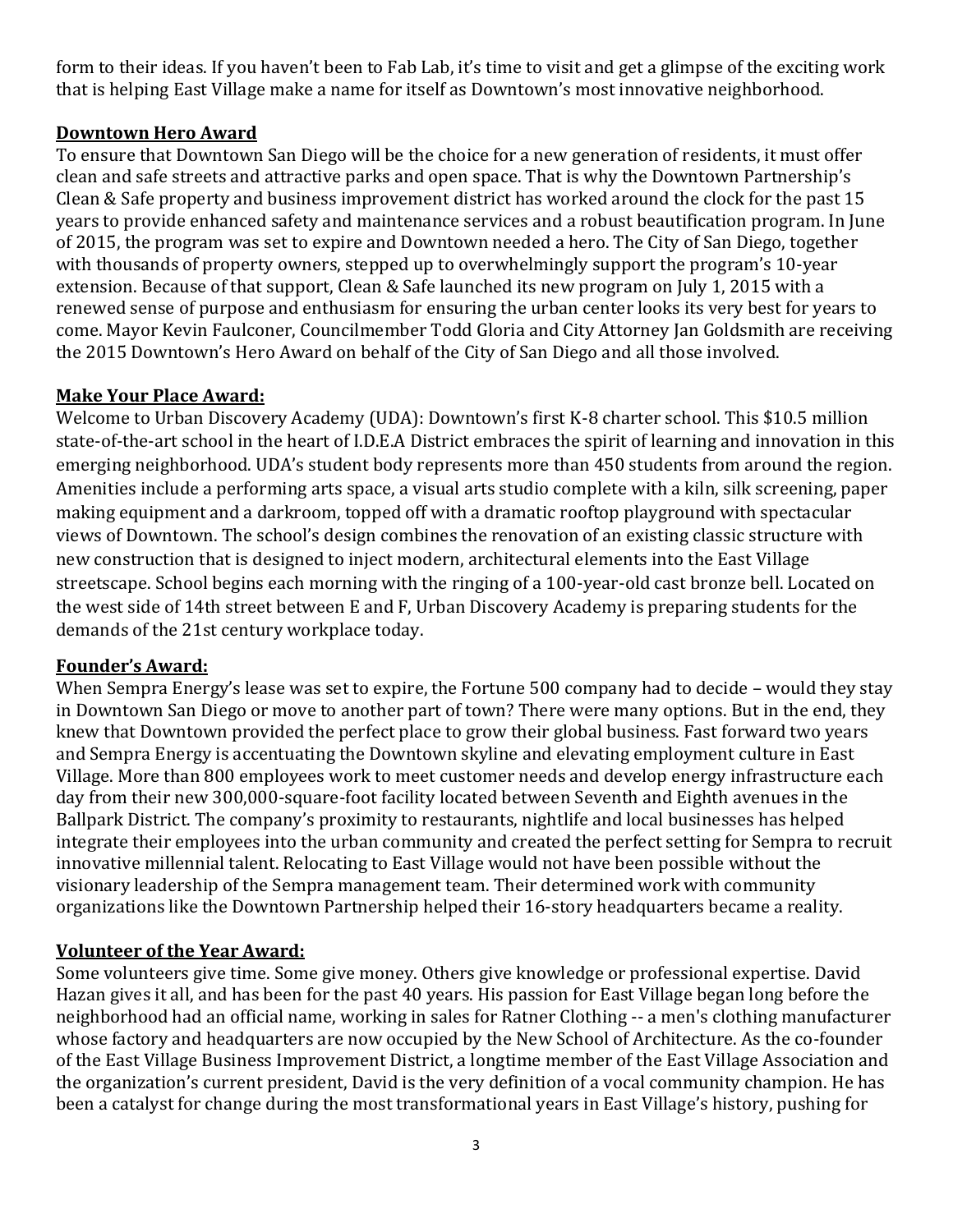form to their ideas. If you haven't been to Fab Lab, it's time to visit and get a glimpse of the exciting work that is helping East Village make a name for itself as Downtown's most innovative neighborhood.

## Downtown Hero Award

To ensure that Downtown San Diego will be the choice for a new generation of residents, it must offer clean and safe streets and attractive parks and open space. That is why the Downtown Partnership's Clean & Safe property and business improvement district has worked around the clock for the past 15 years to provide enhanced safety and maintenance services and a robust beautification program. In June of 2015, the program was set to expire and Downtown needed a hero. The City of San Diego, together with thousands of property owners, stepped up to overwhelmingly support the program's 10-year extension. Because of that support, Clean & Safe launched its new program on July 1, 2015 with a renewed sense of purpose and enthusiasm for ensuring the urban center looks its very best for years to come. Mayor Kevin Faulconer, Councilmember Todd Gloria and City Attorney Jan Goldsmith are receiving the 2015 Downtown's Hero Award on behalf of the City of San Diego and all those involved.

## Make Your Place Award:

Welcome to Urban Discovery Academy (UDA): Downtown's first K-8 charter school. This $10.5 million state-of-the-art school in the heart of I.D.E.A District embraces the spirit of learning and innovation in this emerging neighborhood. UDA's student body represents more than 450 students from around the region. Amenities include a performing arts space, a visual arts studio complete with a kiln, silk screening, paper making equipment and a darkroom, topped off with a dramatic rooftop playground with spectacular views of Downtown. The school's design combines the renovation of an existing classic structure with new construction that is designed to inject modern, architectural elements into the East Village streetscape. School begins each morning with the ringing of a 100-year-old cast bronze bell. Located on the west side of 14th street between E and F, Urban Discovery Academy is preparing students for the demands of the 21st century workplace today.

## Founder's Award:

When Sempra Energy's lease was set to expire, the Fortune 500 company had to decide – would they stay in Downtown San Diego or move to another part of town? There were many options. But in the end, they knew that Downtown provided the perfect place to grow their global business. Fast forward two years and Sempra Energy is accentuating the Downtown skyline and elevating employment culture in East Village. More than 800 employees work to meet customer needs and develop energy infrastructure each day from their new 300,000-square-foot facility located between Seventh and Eighth avenues in the Ballpark District. The company's proximity to restaurants, nightlife and local businesses has helped integrate their employees into the urban community and created the perfect setting for Sempra to recruit innovative millennial talent. Relocating to East Village would not have been possible without the visionary leadership of the Sempra management team. Their determined work with community organizations like the Downtown Partnership helped their 16-story headquarters became a reality.

## Volunteer of the Year Award:

Some volunteers give time. Some give money. Others give knowledge or professional expertise. David Hazan gives it all, and has been for the past 40 years. His passion for East Village began long before the neighborhood had an official name, working in sales for Ratner Clothing -- a men's clothing manufacturer whose factory and headquarters are now occupied by the New School of Architecture. As the co-founder of the East Village Business Improvement District, a longtime member of the East Village Association and the organization's current president, David is the very definition of a vocal community champion. He has been a catalyst for change during the most transformational years in East Village's history, pushing for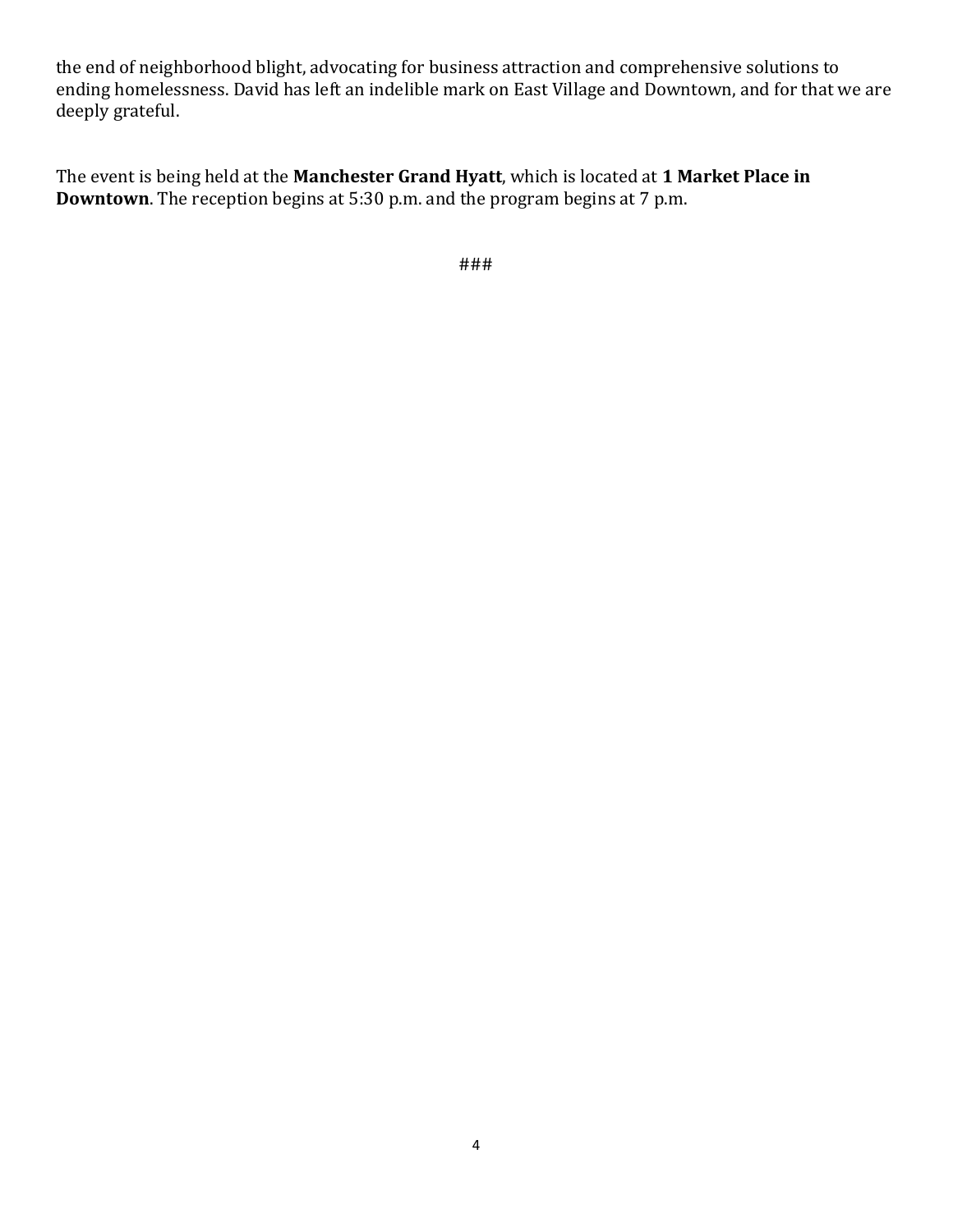the end of neighborhood blight, advocating for business attraction and comprehensive solutions to ending homelessness. David has left an indelible mark on East Village and Downtown, and for that we are deeply grateful.

The event is being held at the **Manchester Grand Hyatt**, which is located at **1 Market Place in Downtown**. The reception begins at 5:30 p.m. and the program begins at 7 p.m.

###